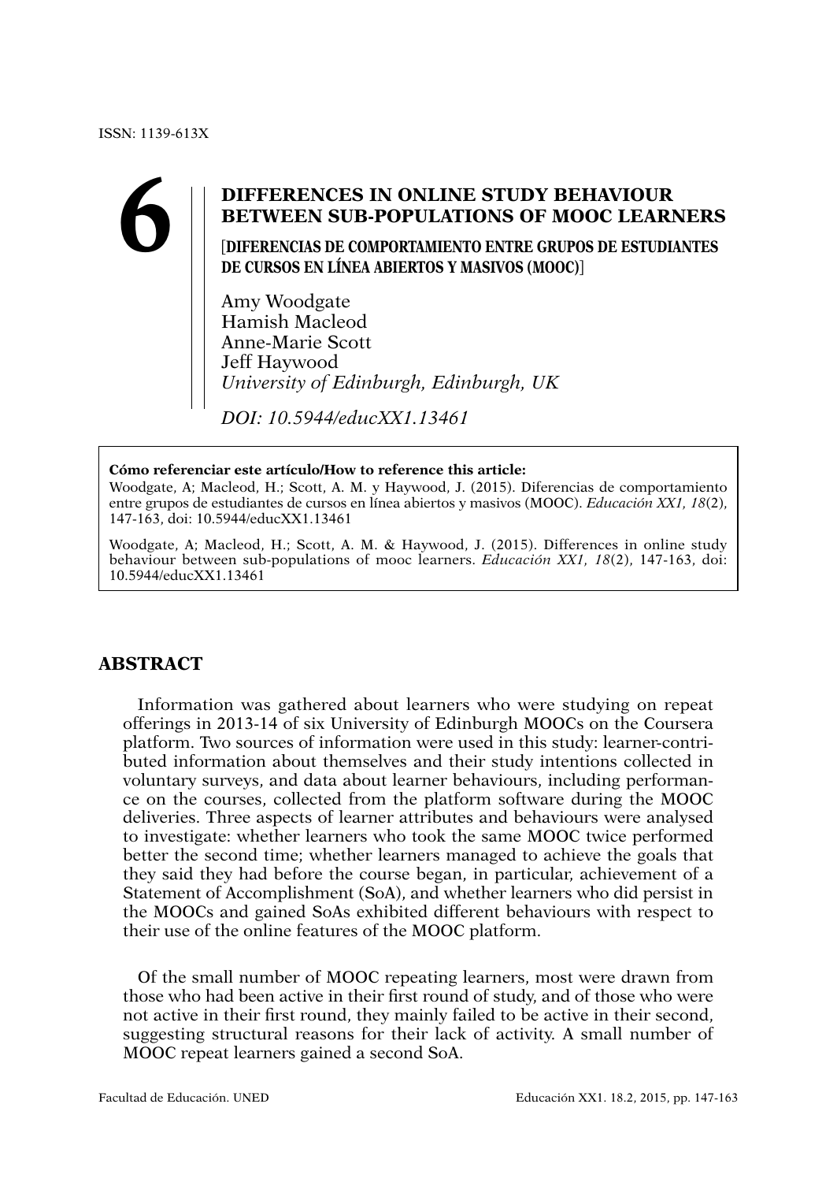ISSN: 1139-613X

# 6 DIFFERENCES IN ONLINE STUDY BEHAVIOUR BETWEEN SUB-POPULATIONS OF MOOC LEARNERS

## [DIFERENCIAS DE COMPORTAMIENTO ENTRE GRUPOS DE ESTUDIANTES DE CURSOS EN LÍNEA ABIERTOS Y MASIVOS (MOOC)]

Amy Woodgate
Hamish Macleod
Anne-Marie Scott
Jeff Haywood
*University of Edinburgh, Edinburgh, UK*

*DOI: 10.5944/educXX1.13461*

**Cómo referenciar este artículo/How to reference this article:**
Woodgate, A; Macleod, H.; Scott, A. M. y Haywood, J. (2015). Diferencias de comportamiento entre grupos de estudiantes de cursos en línea abiertos y masivos (MOOC). *Educación XX1, 18*(2), 147-163, doi: 10.5944/educXX1.13461

Woodgate, A; Macleod, H.; Scott, A. M. & Haywood, J. (2015). Differences in online study behaviour between sub-populations of mooc learners. *Educación XX1, 18*(2), 147-163, doi: 10.5944/educXX1.13461

## ABSTRACT

Information was gathered about learners who were studying on repeat offerings in 2013-14 of six University of Edinburgh MOOCs on the Coursera platform. Two sources of information were used in this study: learner-contributed information about themselves and their study intentions collected in voluntary surveys, and data about learner behaviours, including performance on the courses, collected from the platform software during the MOOC deliveries. Three aspects of learner attributes and behaviours were analysed to investigate: whether learners who took the same MOOC twice performed better the second time; whether learners managed to achieve the goals that they said they had before the course began, in particular, achievement of a Statement of Accomplishment (SoA), and whether learners who did persist in the MOOCs and gained SoAs exhibited different behaviours with respect to their use of the online features of the MOOC platform.

Of the small number of MOOC repeating learners, most were drawn from those who had been active in their first round of study, and of those who were not active in their first round, they mainly failed to be active in their second, suggesting structural reasons for their lack of activity. A small number of MOOC repeat learners gained a second SoA.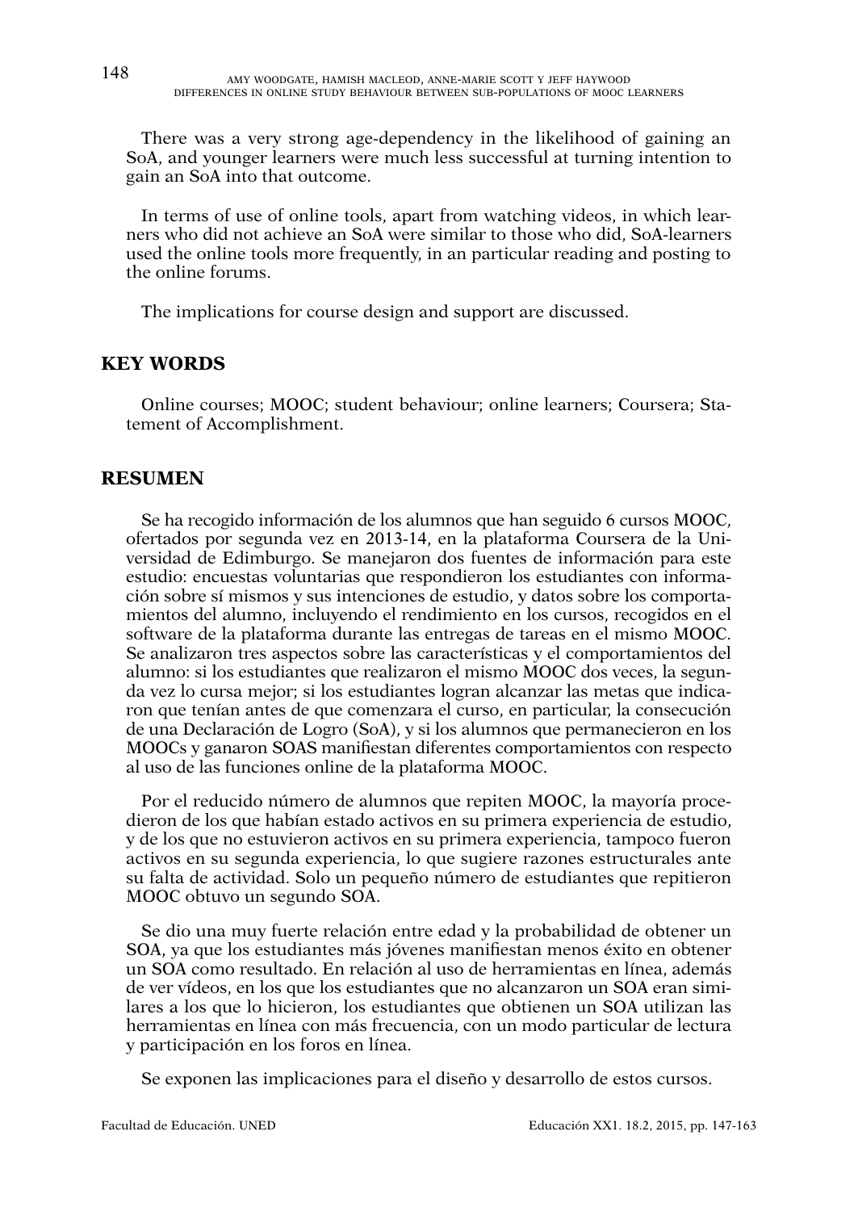There was a very strong age-dependency in the likelihood of gaining an SoA, and younger learners were much less successful at turning intention to gain an SoA into that outcome.

In terms of use of online tools, apart from watching videos, in which learners who did not achieve an SoA were similar to those who did, SoA-learners used the online tools more frequently, in an particular reading and posting to the online forums.

The implications for course design and support are discussed.

## KEY WORDS

Online courses; MOOC; student behaviour; online learners; Coursera; Statement of Accomplishment.

## RESUMEN

Se ha recogido información de los alumnos que han seguido 6 cursos MOOC, ofertados por segunda vez en 2013-14, en la plataforma Coursera de la Universidad de Edimburgo. Se manejaron dos fuentes de información para este estudio: encuestas voluntarias que respondieron los estudiantes con información sobre sí mismos y sus intenciones de estudio, y datos sobre los comportamientos del alumno, incluyendo el rendimiento en los cursos, recogidos en el software de la plataforma durante las entregas de tareas en el mismo MOOC. Se analizaron tres aspectos sobre las características y el comportamientos del alumno: si los estudiantes que realizaron el mismo MOOC dos veces, la segunda vez lo cursa mejor; si los estudiantes logran alcanzar las metas que indicaron que tenían antes de que comenzara el curso, en particular, la consecución de una Declaración de Logro (SoA), y si los alumnos que permanecieron en los MOOCs y ganaron SOAS manifiestan diferentes comportamientos con respecto al uso de las funciones online de la plataforma MOOC.

Por el reducido número de alumnos que repiten MOOC, la mayoría procedieron de los que habían estado activos en su primera experiencia de estudio, y de los que no estuvieron activos en su primera experiencia, tampoco fueron activos en su segunda experiencia, lo que sugiere razones estructurales ante su falta de actividad. Solo un pequeño número de estudiantes que repitieron MOOC obtuvo un segundo SOA.

Se dio una muy fuerte relación entre edad y la probabilidad de obtener un SOA, ya que los estudiantes más jóvenes manifiestan menos éxito en obtener un SOA como resultado. En relación al uso de herramientas en línea, además de ver vídeos, en los que los estudiantes que no alcanzaron un SOA eran similares a los que lo hicieron, los estudiantes que obtienen un SOA utilizan las herramientas en línea con más frecuencia, con un modo particular de lectura y participación en los foros en línea.

Se exponen las implicaciones para el diseño y desarrollo de estos cursos.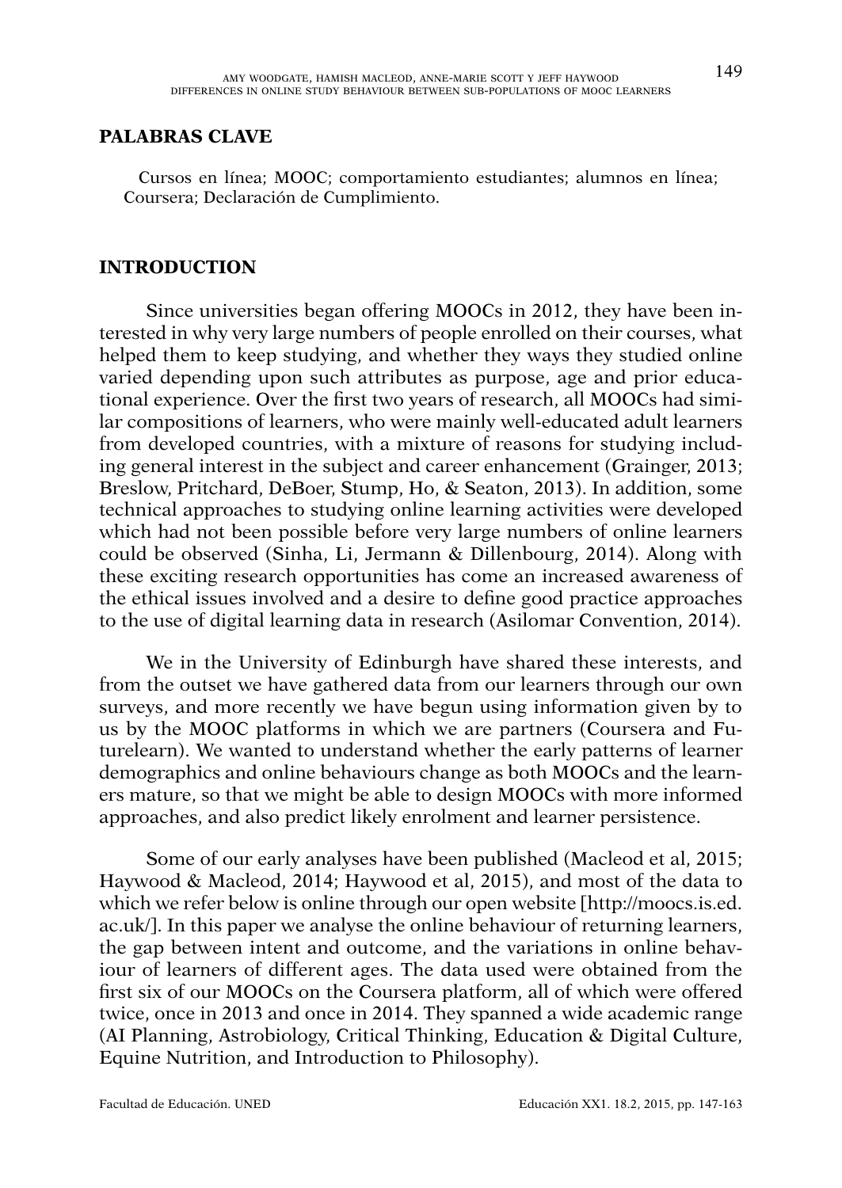## PALABRAS CLAVE

Cursos en línea; MOOC; comportamiento estudiantes; alumnos en línea; Coursera; Declaración de Cumplimiento.

## INTRODUCTION

Since universities began offering MOOCs in 2012, they have been interested in why very large numbers of people enrolled on their courses, what helped them to keep studying, and whether they ways they studied online varied depending upon such attributes as purpose, age and prior educational experience. Over the first two years of research, all MOOCs had similar compositions of learners, who were mainly well-educated adult learners from developed countries, with a mixture of reasons for studying including general interest in the subject and career enhancement (Grainger, 2013; Breslow, Pritchard, DeBoer, Stump, Ho, & Seaton, 2013). In addition, some technical approaches to studying online learning activities were developed which had not been possible before very large numbers of online learners could be observed (Sinha, Li, Jermann & Dillenbourg, 2014). Along with these exciting research opportunities has come an increased awareness of the ethical issues involved and a desire to define good practice approaches to the use of digital learning data in research (Asilomar Convention, 2014).

We in the University of Edinburgh have shared these interests, and from the outset we have gathered data from our learners through our own surveys, and more recently we have begun using information given by to us by the MOOC platforms in which we are partners (Coursera and Futurelearn). We wanted to understand whether the early patterns of learner demographics and online behaviours change as both MOOCs and the learners mature, so that we might be able to design MOOCs with more informed approaches, and also predict likely enrolment and learner persistence.

Some of our early analyses have been published (Macleod et al, 2015; Haywood & Macleod, 2014; Haywood et al, 2015), and most of the data to which we refer below is online through our open website [http://moocs.is.ed.ac.uk/]. In this paper we analyse the online behaviour of returning learners, the gap between intent and outcome, and the variations in online behaviour of learners of different ages. The data used were obtained from the first six of our MOOCs on the Coursera platform, all of which were offered twice, once in 2013 and once in 2014. They spanned a wide academic range (AI Planning, Astrobiology, Critical Thinking, Education & Digital Culture, Equine Nutrition, and Introduction to Philosophy).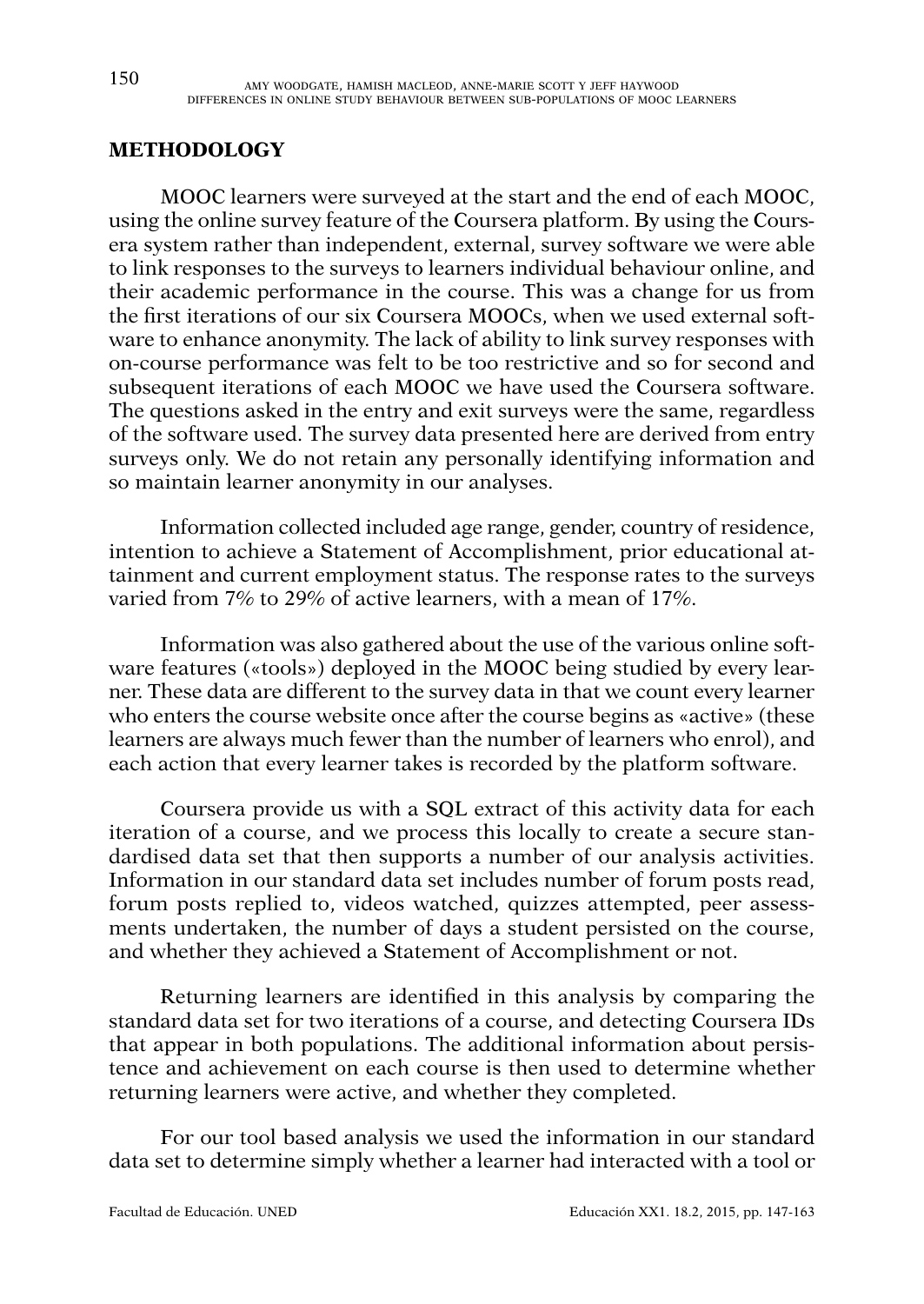## METHODOLOGY

MOOC learners were surveyed at the start and the end of each MOOC, using the online survey feature of the Coursera platform. By using the Coursera system rather than independent, external, survey software we were able to link responses to the surveys to learners individual behaviour online, and their academic performance in the course. This was a change for us from the first iterations of our six Coursera MOOCs, when we used external software to enhance anonymity. The lack of ability to link survey responses with on-course performance was felt to be too restrictive and so for second and subsequent iterations of each MOOC we have used the Coursera software. The questions asked in the entry and exit surveys were the same, regardless of the software used. The survey data presented here are derived from entry surveys only. We do not retain any personally identifying information and so maintain learner anonymity in our analyses.

Information collected included age range, gender, country of residence, intention to achieve a Statement of Accomplishment, prior educational attainment and current employment status. The response rates to the surveys varied from 7% to 29% of active learners, with a mean of 17%.

Information was also gathered about the use of the various online software features («tools») deployed in the MOOC being studied by every learner. These data are different to the survey data in that we count every learner who enters the course website once after the course begins as «active» (these learners are always much fewer than the number of learners who enrol), and each action that every learner takes is recorded by the platform software.

Coursera provide us with a SQL extract of this activity data for each iteration of a course, and we process this locally to create a secure standardised data set that then supports a number of our analysis activities. Information in our standard data set includes number of forum posts read, forum posts replied to, videos watched, quizzes attempted, peer assessments undertaken, the number of days a student persisted on the course, and whether they achieved a Statement of Accomplishment or not.

Returning learners are identified in this analysis by comparing the standard data set for two iterations of a course, and detecting Coursera IDs that appear in both populations. The additional information about persistence and achievement on each course is then used to determine whether returning learners were active, and whether they completed.

For our tool based analysis we used the information in our standard data set to determine simply whether a learner had interacted with a tool or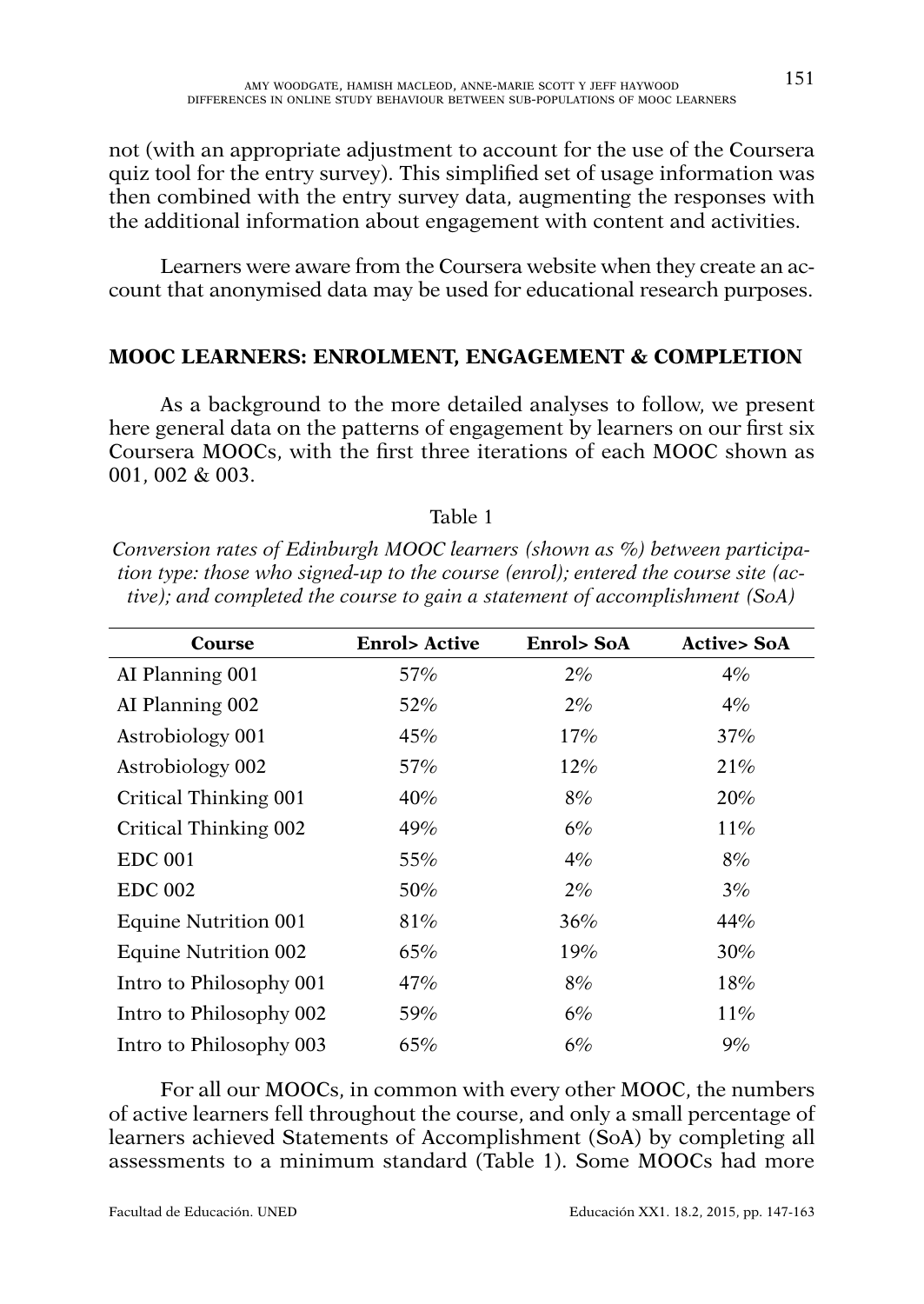not (with an appropriate adjustment to account for the use of the Coursera quiz tool for the entry survey). This simplified set of usage information was then combined with the entry survey data, augmenting the responses with the additional information about engagement with content and activities.

Learners were aware from the Coursera website when they create an account that anonymised data may be used for educational research purposes.

## MOOC LEARNERS: ENROLMENT, ENGAGEMENT & COMPLETION

As a background to the more detailed analyses to follow, we present here general data on the patterns of engagement by learners on our first six Coursera MOOCs, with the first three iterations of each MOOC shown as 001, 002 & 003.

Table 1

*Conversion rates of Edinburgh MOOC learners (shown as %) between participation type: those who signed-up to the course (enrol); entered the course site (active); and completed the course to gain a statement of accomplishment (SoA)*

| Course | Enrol> Active | Enrol> SoA | Active> SoA |
|---|---|---|---|
| AI Planning 001 | 57% | 2% | 4% |
| AI Planning 002 | 52% | 2% | 4% |
| Astrobiology 001 | 45% | 17% | 37% |
| Astrobiology 002 | 57% | 12% | 21% |
| Critical Thinking 001 | 40% | 8% | 20% |
| Critical Thinking 002 | 49% | 6% | 11% |
| EDC 001 | 55% | 4% | 8% |
| EDC 002 | 50% | 2% | 3% |
| Equine Nutrition 001 | 81% | 36% | 44% |
| Equine Nutrition 002 | 65% | 19% | 30% |
| Intro to Philosophy 001 | 47% | 8% | 18% |
| Intro to Philosophy 002 | 59% | 6% | 11% |
| Intro to Philosophy 003 | 65% | 6% | 9% |

For all our MOOCs, in common with every other MOOC, the numbers of active learners fell throughout the course, and only a small percentage of learners achieved Statements of Accomplishment (SoA) by completing all assessments to a minimum standard (Table 1). Some MOOCs had more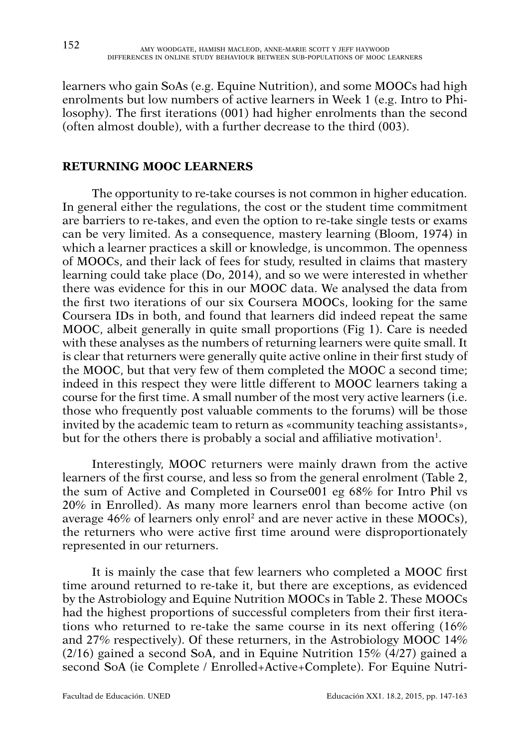learners who gain SoAs (e.g. Equine Nutrition), and some MOOCs had high enrolments but low numbers of active learners in Week 1 (e.g. Intro to Philosophy). The first iterations (001) had higher enrolments than the second (often almost double), with a further decrease to the third (003).

## RETURNING MOOC LEARNERS

The opportunity to re-take courses is not common in higher education. In general either the regulations, the cost or the student time commitment are barriers to re-takes, and even the option to re-take single tests or exams can be very limited. As a consequence, mastery learning (Bloom, 1974) in which a learner practices a skill or knowledge, is uncommon. The openness of MOOCs, and their lack of fees for study, resulted in claims that mastery learning could take place (Do, 2014), and so we were interested in whether there was evidence for this in our MOOC data. We analysed the data from the first two iterations of our six Coursera MOOCs, looking for the same Coursera IDs in both, and found that learners did indeed repeat the same MOOC, albeit generally in quite small proportions (Fig 1). Care is needed with these analyses as the numbers of returning learners were quite small. It is clear that returners were generally quite active online in their first study of the MOOC, but that very few of them completed the MOOC a second time; indeed in this respect they were little different to MOOC learners taking a course for the first time. A small number of the most very active learners (i.e. those who frequently post valuable comments to the forums) will be those invited by the academic team to return as «community teaching assistants», but for the others there is probably a social and affiliative motivation[1].

Interestingly, MOOC returners were mainly drawn from the active learners of the first course, and less so from the general enrolment (Table 2, the sum of Active and Completed in Course001 eg 68% for Intro Phil vs 20% in Enrolled). As many more learners enrol than become active (on average 46% of learners only enrol[2] and are never active in these MOOCs), the returners who were active first time around were disproportionately represented in our returners.

It is mainly the case that few learners who completed a MOOC first time around returned to re-take it, but there are exceptions, as evidenced by the Astrobiology and Equine Nutrition MOOCs in Table 2. These MOOCs had the highest proportions of successful completers from their first iterations who returned to re-take the same course in its next offering (16% and 27% respectively). Of these returners, in the Astrobiology MOOC 14% (2/16) gained a second SoA, and in Equine Nutrition 15% (4/27) gained a second SoA (ie Complete / Enrolled+Active+Complete). For Equine Nutri-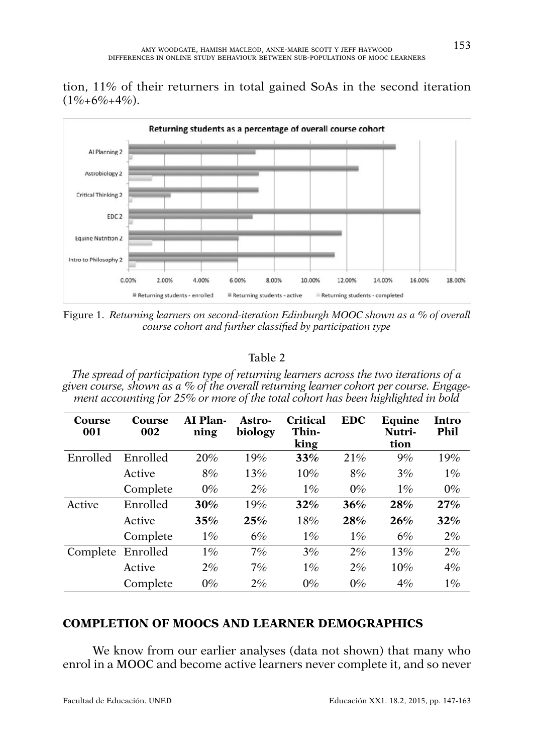tion, 11% of their returners in total gained SoAs in the second iteration (1%+6%+4%).

Figure 1. *Returning learners on second-iteration Edinburgh MOOC shown as a % of overall course cohort and further classified by participation type*

Table 2

*The spread of participation type of returning learners across the two iterations of a given course, shown as a % of the overall returning learner cohort per course. Engagement accounting for 25% or more of the total cohort has been highlighted in bold*

| Course 001 | Course 002 | AI Planning | Astrobiology | Critical Thinking | EDC | Equine Nutrition | Intro Phil |
|---|---|---|---|---|---|---|---|
| Enrolled | Enrolled | 20% | 19% | **33%** | 21% | 9% | 19% |
| | Active | 8% | 13% | 10% | 8% | 3% | 1% |
| | Complete | 0% | 2% | 1% | 0% | 1% | 0% |
| Active | Enrolled | **30%** | 19% | **32%** | **36%** | **28%** | **27%** |
| | Active | **35%** | **25%** | 18% | **28%** | **26%** | **32%** |
| | Complete | 1% | 6% | 1% | 1% | 6% | 2% |
| Complete | Enrolled | 1% | 7% | 3% | 2% | 13% | 2% |
| | Active | 2% | 7% | 1% | 2% | 10% | 4% |
| | Complete | 0% | 2% | 0% | 0% | 4% | 1% |

## COMPLETION OF MOOCS AND LEARNER DEMOGRAPHICS

We know from our earlier analyses (data not shown) that many who enrol in a MOOC and become active learners never complete it, and so never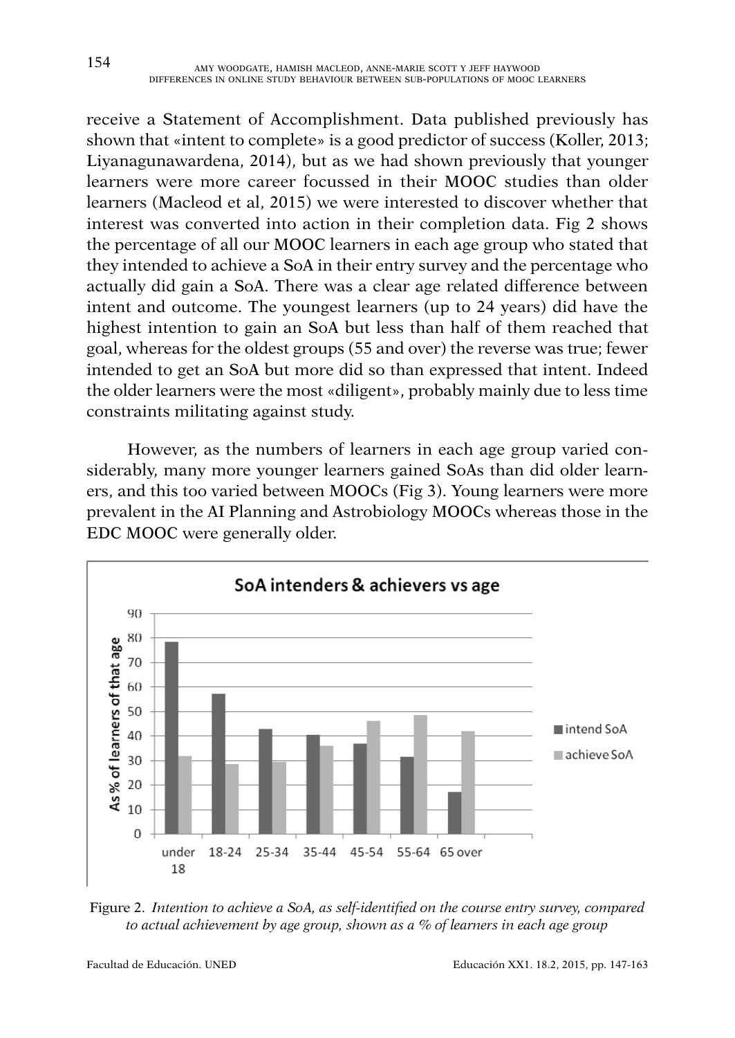receive a Statement of Accomplishment. Data published previously has shown that «intent to complete» is a good predictor of success (Koller, 2013; Liyanagunawardena, 2014), but as we had shown previously that younger learners were more career focussed in their MOOC studies than older learners (Macleod et al, 2015) we were interested to discover whether that interest was converted into action in their completion data. Fig 2 shows the percentage of all our MOOC learners in each age group who stated that they intended to achieve a SoA in their entry survey and the percentage who actually did gain a SoA. There was a clear age related difference between intent and outcome. The youngest learners (up to 24 years) did have the highest intention to gain an SoA but less than half of them reached that goal, whereas for the oldest groups (55 and over) the reverse was true; fewer intended to get an SoA but more did so than expressed that intent. Indeed the older learners were the most «diligent», probably mainly due to less time constraints militating against study.

However, as the numbers of learners in each age group varied considerably, many more younger learners gained SoAs than did older learners, and this too varied between MOOCs (Fig 3). Young learners were more prevalent in the AI Planning and Astrobiology MOOCs whereas those in the EDC MOOC were generally older.

Figure 2. *Intention to achieve a SoA, as self-identified on the course entry survey, compared to actual achievement by age group, shown as a % of learners in each age group*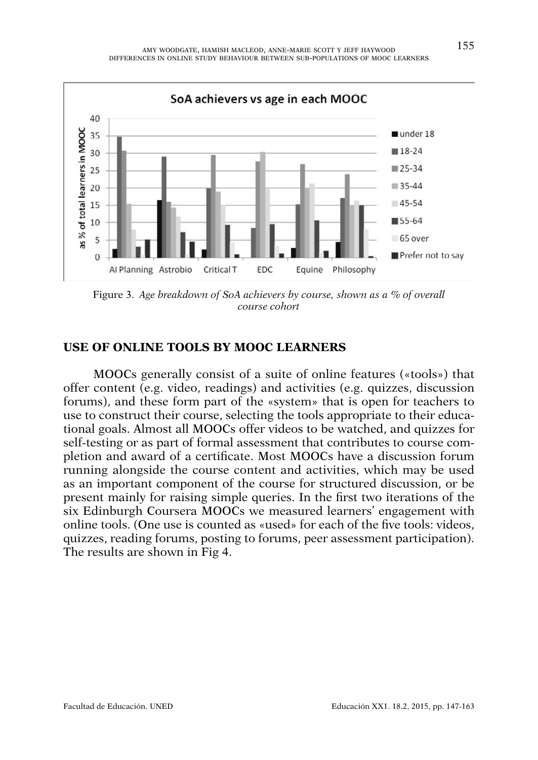Figure 3. *Age breakdown of SoA achievers by course, shown as a % of overall course cohort*

## USE OF ONLINE TOOLS BY MOOC LEARNERS

MOOCs generally consist of a suite of online features («tools») that offer content (e.g. video, readings) and activities (e.g. quizzes, discussion forums), and these form part of the «system» that is open for teachers to use to construct their course, selecting the tools appropriate to their educational goals. Almost all MOOCs offer videos to be watched, and quizzes for self-testing or as part of formal assessment that contributes to course completion and award of a certificate. Most MOOCs have a discussion forum running alongside the course content and activities, which may be used as an important component of the course for structured discussion, or be present mainly for raising simple queries. In the first two iterations of the six Edinburgh Coursera MOOCs we measured learners' engagement with online tools. (One use is counted as «used» for each of the five tools: videos, quizzes, reading forums, posting to forums, peer assessment participation). The results are shown in Fig 4.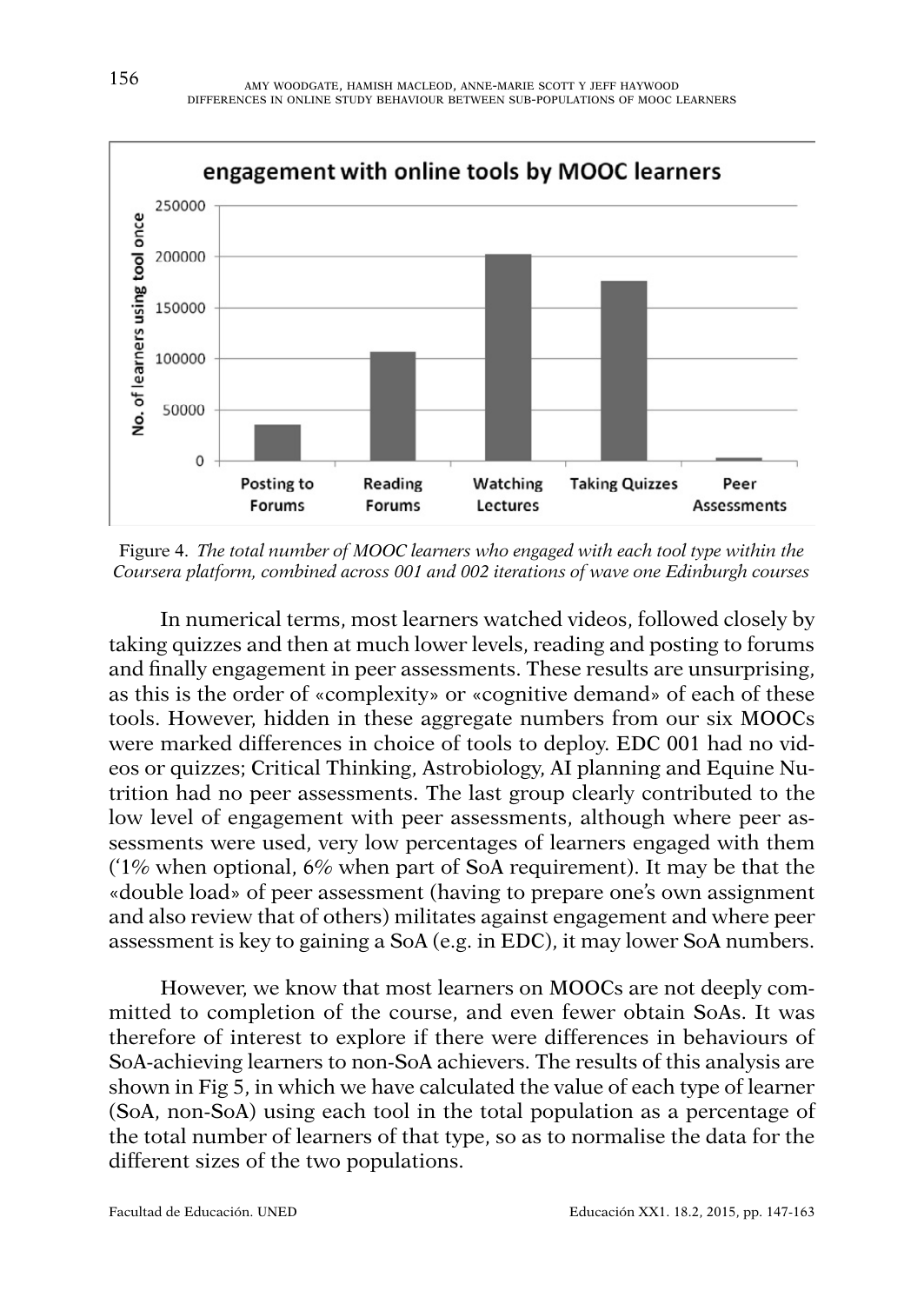Figure 4. *The total number of MOOC learners who engaged with each tool type within the Coursera platform, combined across 001 and 002 iterations of wave one Edinburgh courses*

In numerical terms, most learners watched videos, followed closely by taking quizzes and then at much lower levels, reading and posting to forums and finally engagement in peer assessments. These results are unsurprising, as this is the order of «complexity» or «cognitive demand» of each of these tools. However, hidden in these aggregate numbers from our six MOOCs were marked differences in choice of tools to deploy. EDC 001 had no videos or quizzes; Critical Thinking, Astrobiology, AI planning and Equine Nutrition had no peer assessments. The last group clearly contributed to the low level of engagement with peer assessments, although where peer assessments were used, very low percentages of learners engaged with them ('1% when optional, 6% when part of SoA requirement). It may be that the «double load» of peer assessment (having to prepare one's own assignment and also review that of others) militates against engagement and where peer assessment is key to gaining a SoA (e.g. in EDC), it may lower SoA numbers.

However, we know that most learners on MOOCs are not deeply committed to completion of the course, and even fewer obtain SoAs. It was therefore of interest to explore if there were differences in behaviours of SoA-achieving learners to non-SoA achievers. The results of this analysis are shown in Fig 5, in which we have calculated the value of each type of learner (SoA, non-SoA) using each tool in the total population as a percentage of the total number of learners of that type, so as to normalise the data for the different sizes of the two populations.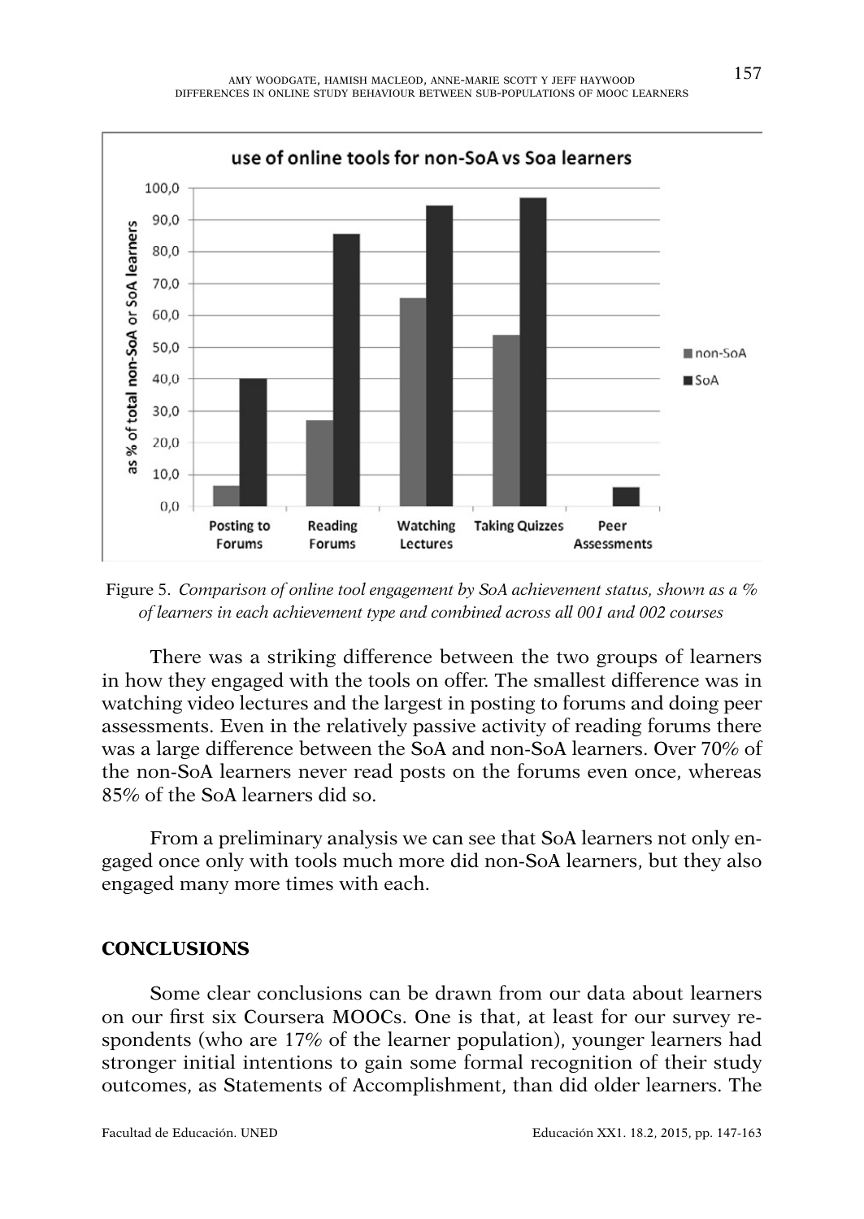Figure 5. *Comparison of online tool engagement by SoA achievement status, shown as a % of learners in each achievement type and combined across all 001 and 002 courses*

There was a striking difference between the two groups of learners in how they engaged with the tools on offer. The smallest difference was in watching video lectures and the largest in posting to forums and doing peer assessments. Even in the relatively passive activity of reading forums there was a large difference between the SoA and non-SoA learners. Over 70% of the non-SoA learners never read posts on the forums even once, whereas 85% of the SoA learners did so.

From a preliminary analysis we can see that SoA learners not only engaged once only with tools much more did non-SoA learners, but they also engaged many more times with each.

## CONCLUSIONS

Some clear conclusions can be drawn from our data about learners on our first six Coursera MOOCs. One is that, at least for our survey respondents (who are 17% of the learner population), younger learners had stronger initial intentions to gain some formal recognition of their study outcomes, as Statements of Accomplishment, than did older learners. The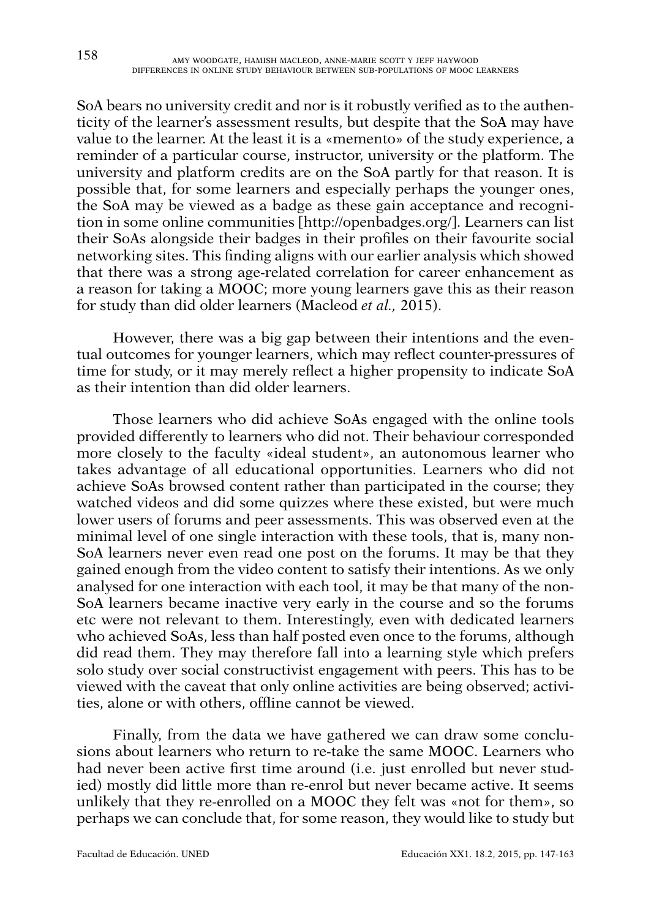SoA bears no university credit and nor is it robustly verified as to the authenticity of the learner's assessment results, but despite that the SoA may have value to the learner. At the least it is a «memento» of the study experience, a reminder of a particular course, instructor, university or the platform. The university and platform credits are on the SoA partly for that reason. It is possible that, for some learners and especially perhaps the younger ones, the SoA may be viewed as a badge as these gain acceptance and recognition in some online communities [http://openbadges.org/]. Learners can list their SoAs alongside their badges in their profiles on their favourite social networking sites. This finding aligns with our earlier analysis which showed that there was a strong age-related correlation for career enhancement as a reason for taking a MOOC; more young learners gave this as their reason for study than did older learners (Macleod *et al.,* 2015).

However, there was a big gap between their intentions and the eventual outcomes for younger learners, which may reflect counter-pressures of time for study, or it may merely reflect a higher propensity to indicate SoA as their intention than did older learners.

Those learners who did achieve SoAs engaged with the online tools provided differently to learners who did not. Their behaviour corresponded more closely to the faculty «ideal student», an autonomous learner who takes advantage of all educational opportunities. Learners who did not achieve SoAs browsed content rather than participated in the course; they watched videos and did some quizzes where these existed, but were much lower users of forums and peer assessments. This was observed even at the minimal level of one single interaction with these tools, that is, many non-SoA learners never even read one post on the forums. It may be that they gained enough from the video content to satisfy their intentions. As we only analysed for one interaction with each tool, it may be that many of the non-SoA learners became inactive very early in the course and so the forums etc were not relevant to them. Interestingly, even with dedicated learners who achieved SoAs, less than half posted even once to the forums, although did read them. They may therefore fall into a learning style which prefers solo study over social constructivist engagement with peers. This has to be viewed with the caveat that only online activities are being observed; activities, alone or with others, offline cannot be viewed.

Finally, from the data we have gathered we can draw some conclusions about learners who return to re-take the same MOOC. Learners who had never been active first time around (i.e. just enrolled but never studied) mostly did little more than re-enrol but never became active. It seems unlikely that they re-enrolled on a MOOC they felt was «not for them», so perhaps we can conclude that, for some reason, they would like to study but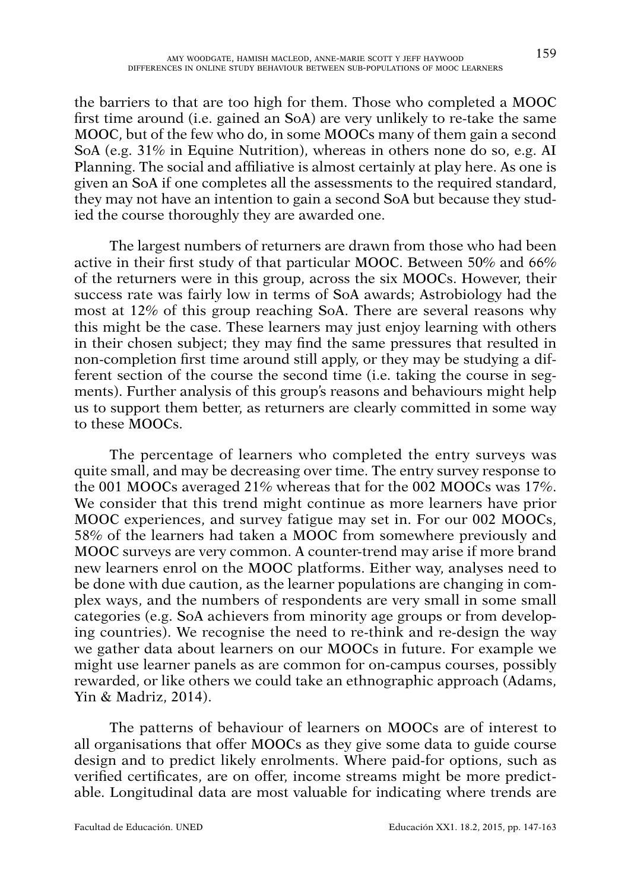the barriers to that are too high for them. Those who completed a MOOC first time around (i.e. gained an SoA) are very unlikely to re-take the same MOOC, but of the few who do, in some MOOCs many of them gain a second SoA (e.g. 31% in Equine Nutrition), whereas in others none do so, e.g. AI Planning. The social and affiliative is almost certainly at play here. As one is given an SoA if one completes all the assessments to the required standard, they may not have an intention to gain a second SoA but because they studied the course thoroughly they are awarded one.

The largest numbers of returners are drawn from those who had been active in their first study of that particular MOOC. Between 50% and 66% of the returners were in this group, across the six MOOCs. However, their success rate was fairly low in terms of SoA awards; Astrobiology had the most at 12% of this group reaching SoA. There are several reasons why this might be the case. These learners may just enjoy learning with others in their chosen subject; they may find the same pressures that resulted in non-completion first time around still apply, or they may be studying a different section of the course the second time (i.e. taking the course in segments). Further analysis of this group's reasons and behaviours might help us to support them better, as returners are clearly committed in some way to these MOOCs.

The percentage of learners who completed the entry surveys was quite small, and may be decreasing over time. The entry survey response to the 001 MOOCs averaged 21% whereas that for the 002 MOOCs was 17%. We consider that this trend might continue as more learners have prior MOOC experiences, and survey fatigue may set in. For our 002 MOOCs, 58% of the learners had taken a MOOC from somewhere previously and MOOC surveys are very common. A counter-trend may arise if more brand new learners enrol on the MOOC platforms. Either way, analyses need to be done with due caution, as the learner populations are changing in complex ways, and the numbers of respondents are very small in some small categories (e.g. SoA achievers from minority age groups or from developing countries). We recognise the need to re-think and re-design the way we gather data about learners on our MOOCs in future. For example we might use learner panels as are common for on-campus courses, possibly rewarded, or like others we could take an ethnographic approach (Adams, Yin & Madriz, 2014).

The patterns of behaviour of learners on MOOCs are of interest to all organisations that offer MOOCs as they give some data to guide course design and to predict likely enrolments. Where paid-for options, such as verified certificates, are on offer, income streams might be more predictable. Longitudinal data are most valuable for indicating where trends are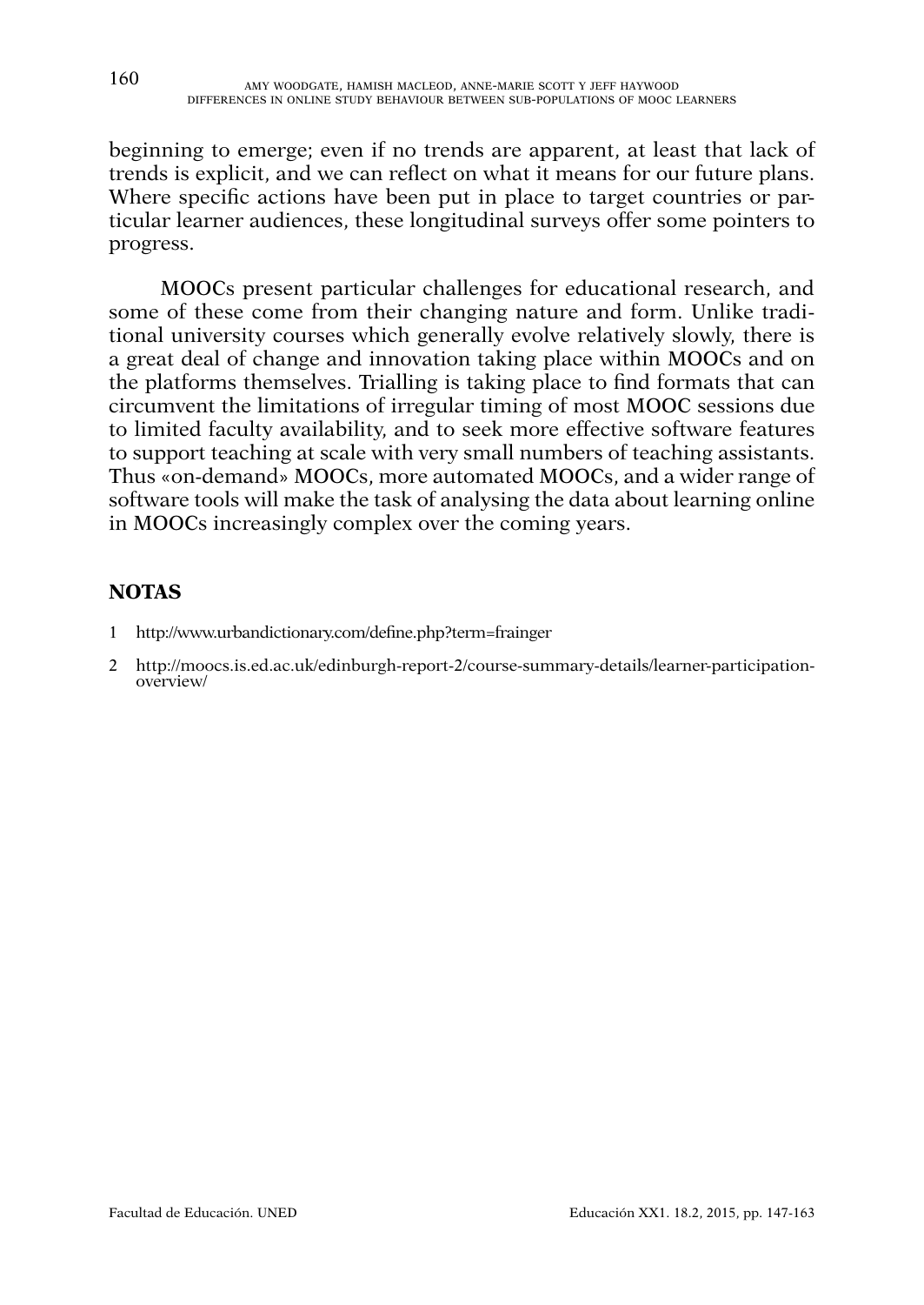beginning to emerge; even if no trends are apparent, at least that lack of trends is explicit, and we can reflect on what it means for our future plans. Where specific actions have been put in place to target countries or particular learner audiences, these longitudinal surveys offer some pointers to progress.

MOOCs present particular challenges for educational research, and some of these come from their changing nature and form. Unlike traditional university courses which generally evolve relatively slowly, there is a great deal of change and innovation taking place within MOOCs and on the platforms themselves. Trialling is taking place to find formats that can circumvent the limitations of irregular timing of most MOOC sessions due to limited faculty availability, and to seek more effective software features to support teaching at scale with very small numbers of teaching assistants. Thus «on-demand» MOOCs, more automated MOOCs, and a wider range of software tools will make the task of analysing the data about learning online in MOOCs increasingly complex over the coming years.

## NOTAS

1 http://www.urbandictionary.com/define.php?term=frainger

2 http://moocs.is.ed.ac.uk/edinburgh-report-2/course-summary-details/learner-participation-overview/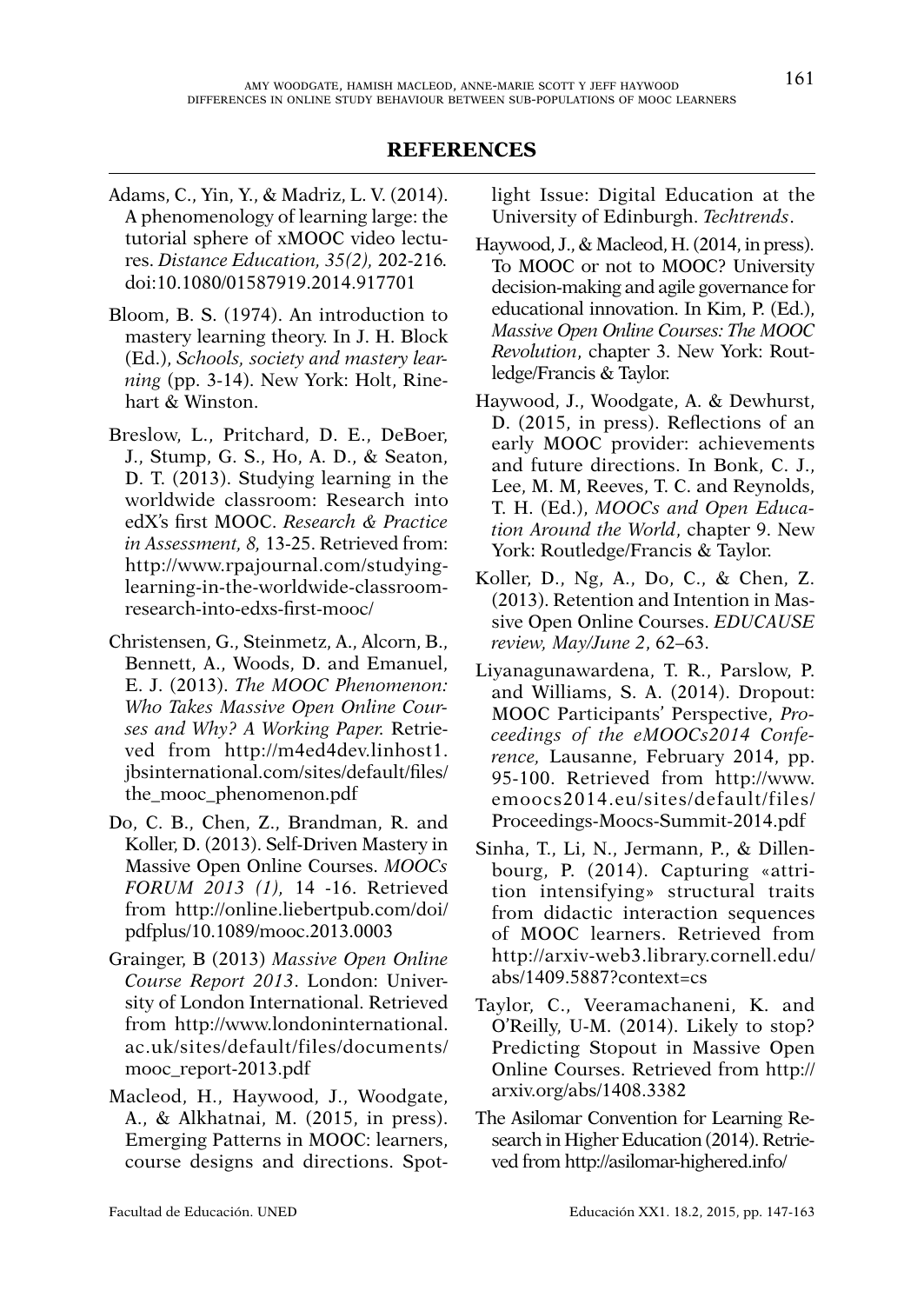## REFERENCES

Adams, C., Yin, Y., & Madriz, L. V. (2014). A phenomenology of learning large: the tutorial sphere of xMOOC video lectures. *Distance Education, 35(2),* 202-216. doi:10.1080/01587919.2014.917701

Bloom, B. S. (1974). An introduction to mastery learning theory. In J. H. Block (Ed.), *Schools, society and mastery learning* (pp. 3-14). New York: Holt, Rinehart & Winston.

Breslow, L., Pritchard, D. E., DeBoer, J., Stump, G. S., Ho, A. D., & Seaton, D. T. (2013). Studying learning in the worldwide classroom: Research into edX's first MOOC. *Research & Practice in Assessment, 8,* 13-25. Retrieved from: http://www.rpajournal.com/studying-learning-in-the-worldwide-classroom-research-into-edxs-first-mooc/

Christensen, G., Steinmetz, A., Alcorn, B., Bennett, A., Woods, D. and Emanuel, E. J. (2013). *The MOOC Phenomenon: Who Takes Massive Open Online Courses and Why? A Working Paper.* Retrieved from http://m4ed4dev.linhost1.jbsinternational.com/sites/default/files/the_mooc_phenomenon.pdf

Do, C. B., Chen, Z., Brandman, R. and Koller, D. (2013). Self-Driven Mastery in Massive Open Online Courses. *MOOCs FORUM 2013 (1),* 14 -16. Retrieved from http://online.liebertpub.com/doi/pdfplus/10.1089/mooc.2013.0003

Grainger, B (2013) *Massive Open Online Course Report 2013*. London: University of London International. Retrieved from http://www.londoninternational.ac.uk/sites/default/files/documents/mooc_report-2013.pdf

Macleod, H., Haywood, J., Woodgate, A., & Alkhatnai, M. (2015, in press). Emerging Patterns in MOOC: learners, course designs and directions. Spotlight Issue: Digital Education at the University of Edinburgh. *Techtrends*.

Haywood, J., & Macleod, H. (2014, in press). To MOOC or not to MOOC? University decision-making and agile governance for educational innovation. In Kim, P. (Ed.), *Massive Open Online Courses: The MOOC Revolution*, chapter 3. New York: Routledge/Francis & Taylor.

Haywood, J., Woodgate, A. & Dewhurst, D. (2015, in press). Reflections of an early MOOC provider: achievements and future directions. In Bonk, C. J., Lee, M. M, Reeves, T. C. and Reynolds, T. H. (Ed.), *MOOCs and Open Education Around the World*, chapter 9. New York: Routledge/Francis & Taylor.

Koller, D., Ng, A., Do, C., & Chen, Z. (2013). Retention and Intention in Massive Open Online Courses. *EDUCAUSE review, May/June 2*, 62–63.

Liyanagunawardena, T. R., Parslow, P. and Williams, S. A. (2014). Dropout: MOOC Participants' Perspective, *Proceedings of the eMOOCs2014 Conference,* Lausanne, February 2014, pp. 95-100. Retrieved from http://www.emoocs2014.eu/sites/default/files/Proceedings-Moocs-Summit-2014.pdf

Sinha, T., Li, N., Jermann, P., & Dillenbourg, P. (2014). Capturing «attrition intensifying» structural traits from didactic interaction sequences of MOOC learners. Retrieved from http://arxiv-web3.library.cornell.edu/abs/1409.5887?context=cs

Taylor, C., Veeramachaneni, K. and O'Reilly, U-M. (2014). Likely to stop? Predicting Stopout in Massive Open Online Courses. Retrieved from http://arxiv.org/abs/1408.3382

The Asilomar Convention for Learning Research in Higher Education (2014). Retrieved from http://asilomar-highered.info/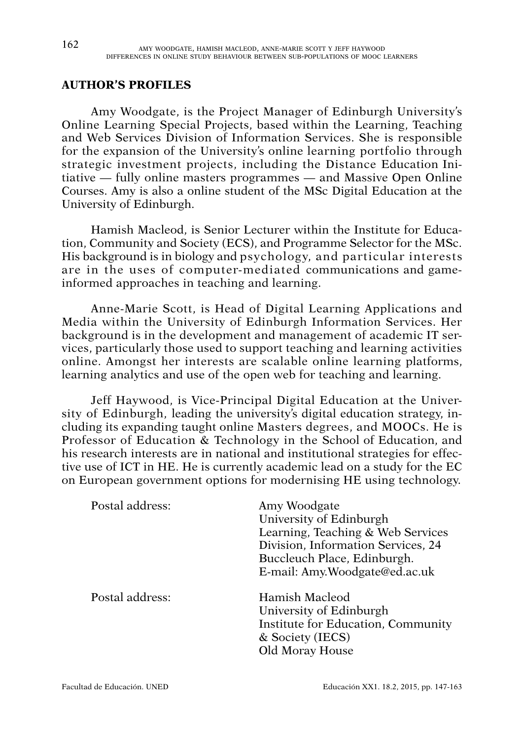## AUTHOR'S PROFILES

Amy Woodgate, is the Project Manager of Edinburgh University's Online Learning Special Projects, based within the Learning, Teaching and Web Services Division of Information Services. She is responsible for the expansion of the University's online learning portfolio through strategic investment projects, including the Distance Education Initiative — fully online masters programmes — and Massive Open Online Courses. Amy is also a online student of the MSc Digital Education at the University of Edinburgh.

Hamish Macleod, is Senior Lecturer within the Institute for Education, Community and Society (ECS), and Programme Selector for the MSc. His background is in biology and psychology, and particular interests are in the uses of computer-mediated communications and game-informed approaches in teaching and learning.

Anne-Marie Scott, is Head of Digital Learning Applications and Media within the University of Edinburgh Information Services. Her background is in the development and management of academic IT services, particularly those used to support teaching and learning activities online. Amongst her interests are scalable online learning platforms, learning analytics and use of the open web for teaching and learning.

Jeff Haywood, is Vice-Principal Digital Education at the University of Edinburgh, leading the university's digital education strategy, including its expanding taught online Masters degrees, and MOOCs. He is Professor of Education & Technology in the School of Education, and his research interests are in national and institutional strategies for effective use of ICT in HE. He is currently academic lead on a study for the EC on European government options for modernising HE using technology.

Postal address: Amy Woodgate
University of Edinburgh
Learning, Teaching & Web Services
Division, Information Services, 24
Buccleuch Place, Edinburgh.
E-mail: Amy.Woodgate@ed.ac.uk

Postal address: Hamish Macleod
University of Edinburgh
Institute for Education, Community
& Society (IECS)
Old Moray House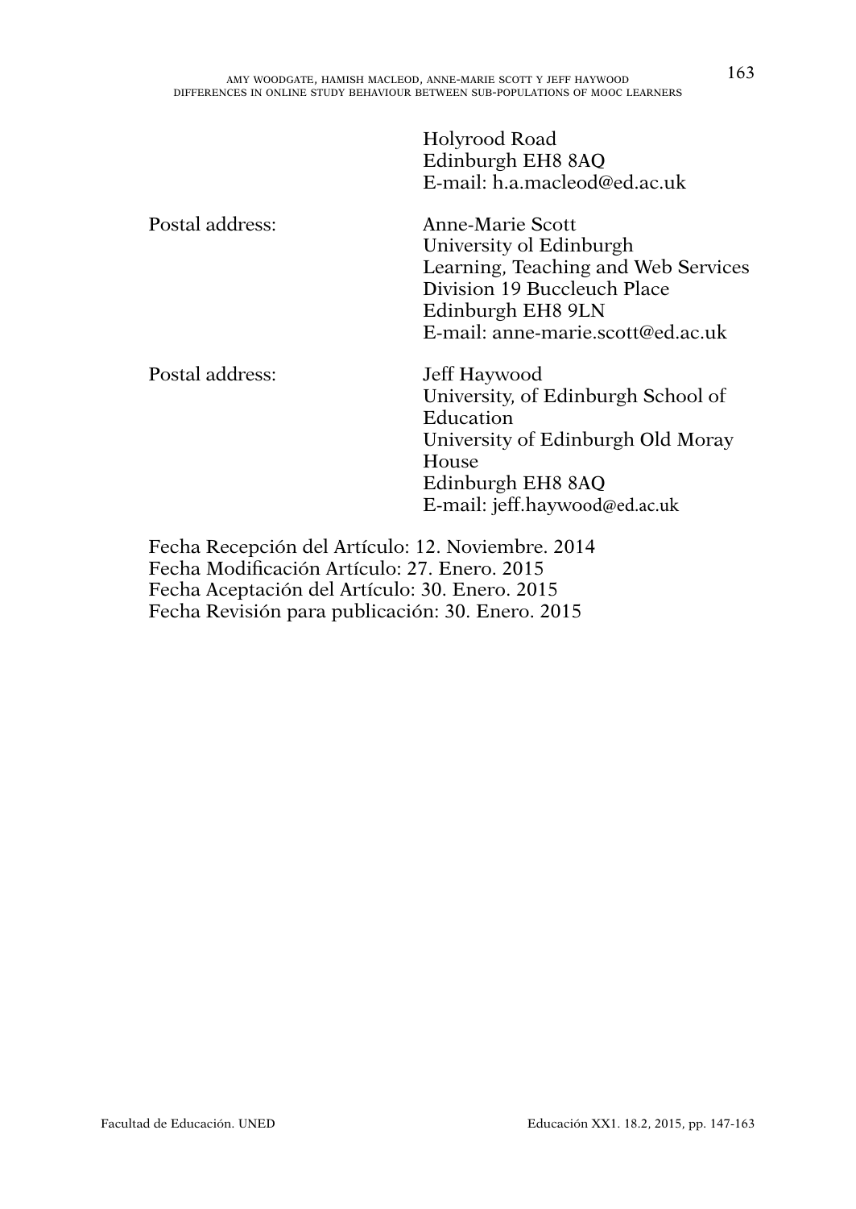Holyrood Road
Edinburgh EH8 8AQ
E-mail: h.a.macleod@ed.ac.uk

Postal address: Anne-Marie Scott
University ol Edinburgh
Learning, Teaching and Web Services
Division 19 Buccleuch Place
Edinburgh EH8 9LN
E-mail: anne-marie.scott@ed.ac.uk

Postal address: Jeff Haywood
University, of Edinburgh School of Education
University of Edinburgh Old Moray House
Edinburgh EH8 8AQ
E-mail: jeff.haywood@ed.ac.uk

Fecha Recepción del Artículo: 12. Noviembre. 2014
Fecha Modificación Artículo: 27. Enero. 2015
Fecha Aceptación del Artículo: 30. Enero. 2015
Fecha Revisión para publicación: 30. Enero. 2015